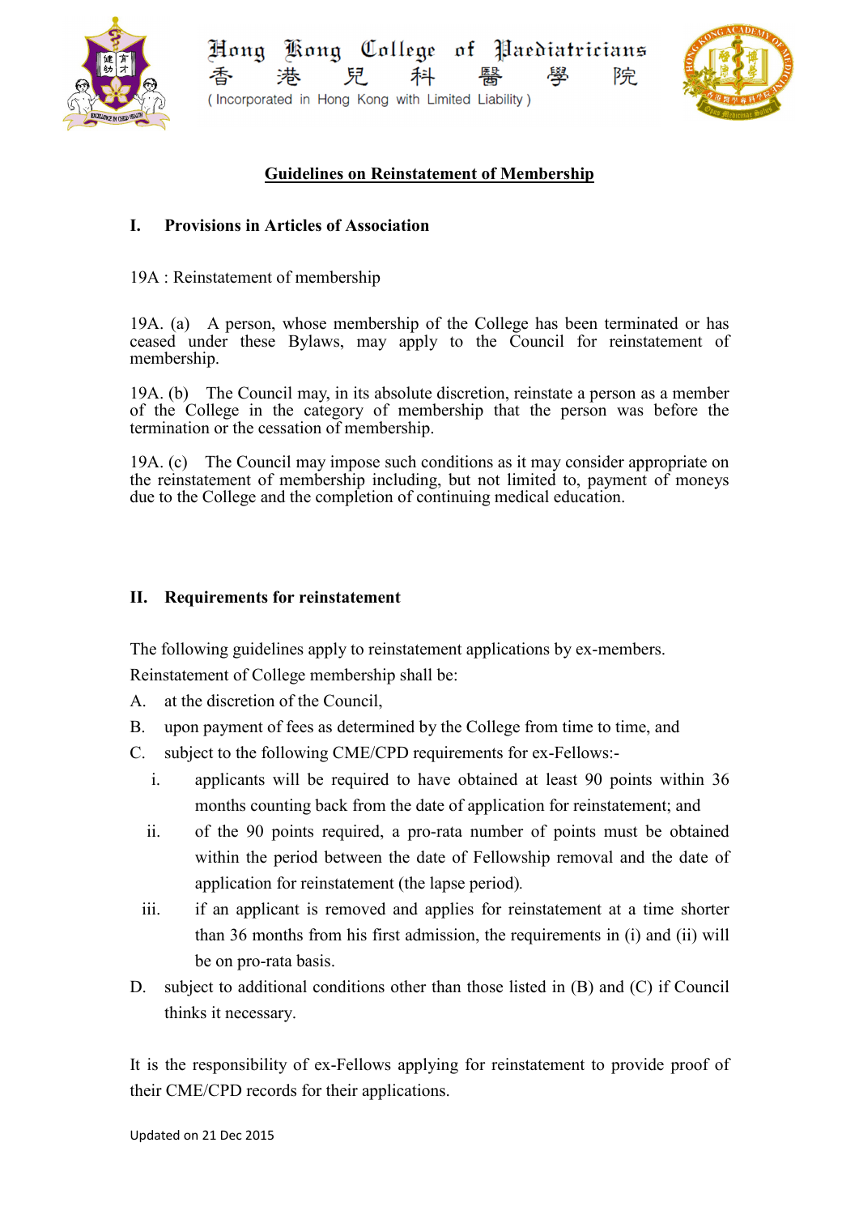Hong Kong College of Paediatricians
香 港 兒 科 醫 學 院
( Incorporated in Hong Kong with Limited Liability )

# Guidelines on Reinstatement of Membership

## I. Provisions in Articles of Association

19A : Reinstatement of membership

19A. (a) A person, whose membership of the College has been terminated or has ceased under these Bylaws, may apply to the Council for reinstatement of membership.

19A. (b) The Council may, in its absolute discretion, reinstate a person as a member of the College in the category of membership that the person was before the termination or the cessation of membership.

19A. (c) The Council may impose such conditions as it may consider appropriate on the reinstatement of membership including, but not limited to, payment of moneys due to the College and the completion of continuing medical education.

## II. Requirements for reinstatement

The following guidelines apply to reinstatement applications by ex-members.

Reinstatement of College membership shall be:

A. at the discretion of the Council,

B. upon payment of fees as determined by the College from time to time, and

C. subject to the following CME/CPD requirements for ex-Fellows:-

   i. applicants will be required to have obtained at least 90 points within 36 months counting back from the date of application for reinstatement; and

   ii. of the 90 points required, a pro-rata number of points must be obtained within the period between the date of Fellowship removal and the date of application for reinstatement (the lapse period).

   iii. if an applicant is removed and applies for reinstatement at a time shorter than 36 months from his first admission, the requirements in (i) and (ii) will be on pro-rata basis.

D. subject to additional conditions other than those listed in (B) and (C) if Council thinks it necessary.

It is the responsibility of ex-Fellows applying for reinstatement to provide proof of their CME/CPD records for their applications.

Updated on 21 Dec 2015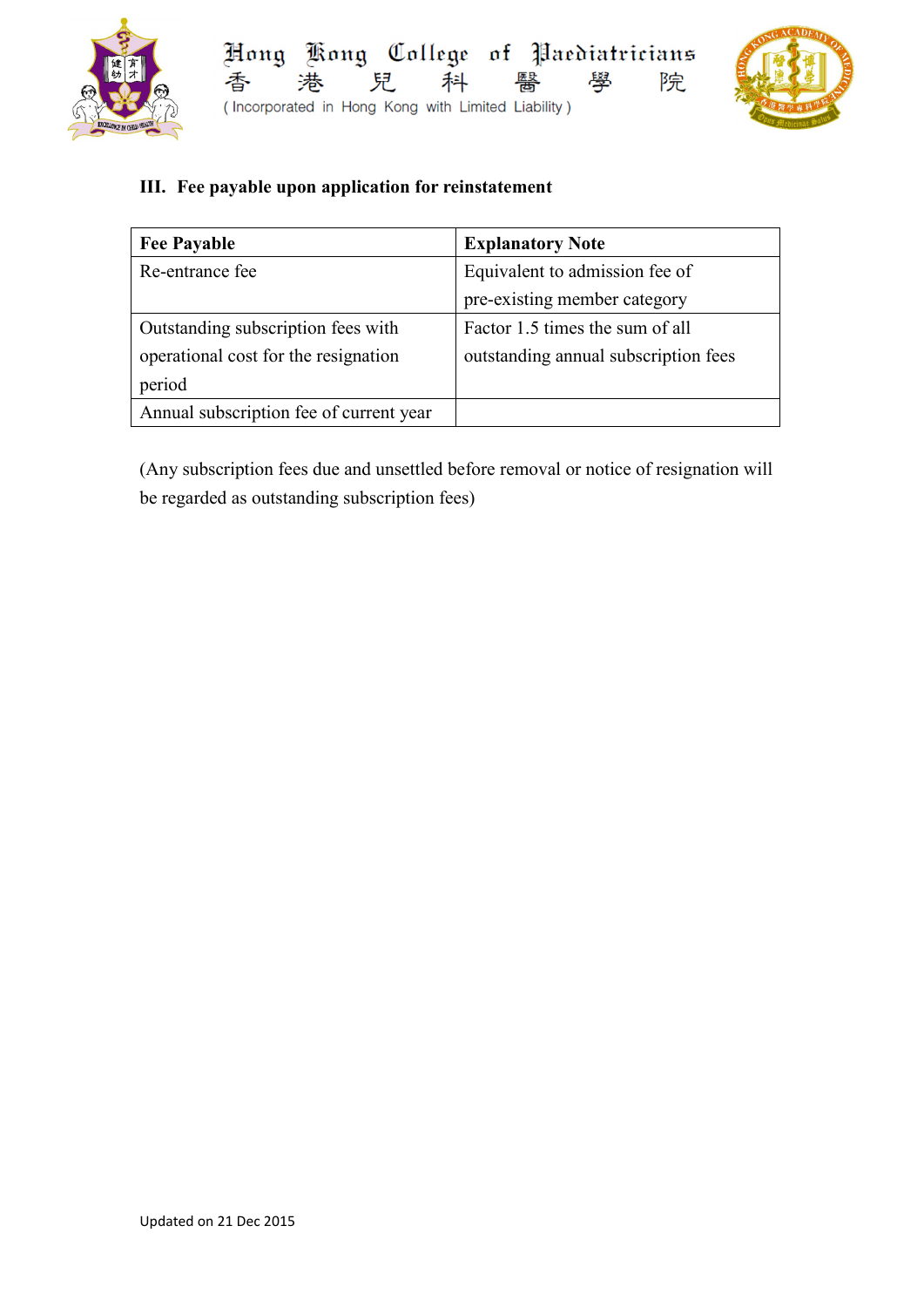### III. Fee payable upon application for reinstatement

| Fee Payable | Explanatory Note |
|---|---|
| Re-entrance fee | Equivalent to admission fee of pre-existing member category |
| Outstanding subscription fees with operational cost for the resignation period | Factor 1.5 times the sum of all outstanding annual subscription fees |
| Annual subscription fee of current year | |

(Any subscription fees due and unsettled before removal or notice of resignation will be regarded as outstanding subscription fees)

Updated on 21 Dec 2015